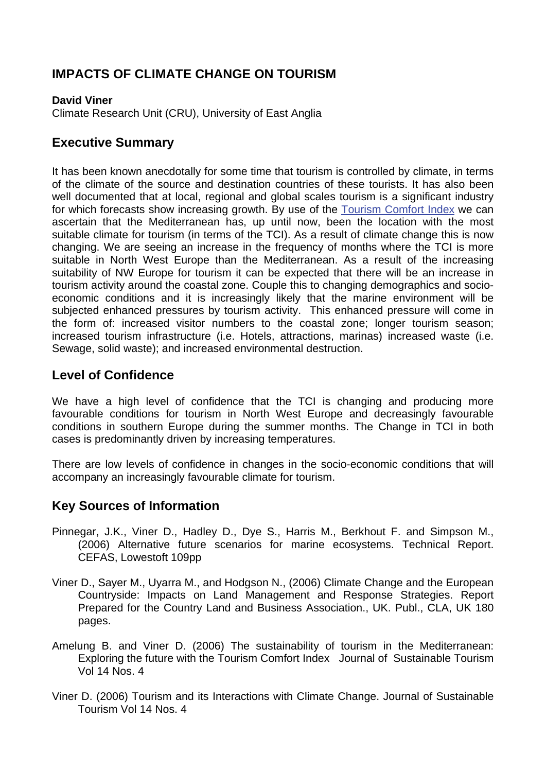# IMPACTS OF CLIMATE CHANGE ON TOURISM

**David Viner**
Climate Research Unit (CRU), University of East Anglia

## Executive Summary

It has been known anecdotally for some time that tourism is controlled by climate, in terms of the climate of the source and destination countries of these tourists. It has also been well documented that at local, regional and global scales tourism is a significant industry for which forecasts show increasing growth. By use of the Tourism Comfort Index we can ascertain that the Mediterranean has, up until now, been the location with the most suitable climate for tourism (in terms of the TCI). As a result of climate change this is now changing. We are seeing an increase in the frequency of months where the TCI is more suitable in North West Europe than the Mediterranean. As a result of the increasing suitability of NW Europe for tourism it can be expected that there will be an increase in tourism activity around the coastal zone. Couple this to changing demographics and socio-economic conditions and it is increasingly likely that the marine environment will be subjected enhanced pressures by tourism activity. This enhanced pressure will come in the form of: increased visitor numbers to the coastal zone; longer tourism season; increased tourism infrastructure (i.e. Hotels, attractions, marinas) increased waste (i.e. Sewage, solid waste); and increased environmental destruction.

## Level of Confidence

We have a high level of confidence that the TCI is changing and producing more favourable conditions for tourism in North West Europe and decreasingly favourable conditions in southern Europe during the summer months. The Change in TCI in both cases is predominantly driven by increasing temperatures.

There are low levels of confidence in changes in the socio-economic conditions that will accompany an increasingly favourable climate for tourism.

## Key Sources of Information

Pinnegar, J.K., Viner D., Hadley D., Dye S., Harris M., Berkhout F. and Simpson M., (2006) Alternative future scenarios for marine ecosystems. Technical Report. CEFAS, Lowestoft 109pp

Viner D., Sayer M., Uyarra M., and Hodgson N., (2006) Climate Change and the European Countryside: Impacts on Land Management and Response Strategies. Report Prepared for the Country Land and Business Association., UK. Publ., CLA, UK 180 pages.

Amelung B. and Viner D. (2006) The sustainability of tourism in the Mediterranean: Exploring the future with the Tourism Comfort Index Journal of Sustainable Tourism Vol 14 Nos. 4

Viner D. (2006) Tourism and its Interactions with Climate Change. Journal of Sustainable Tourism Vol 14 Nos. 4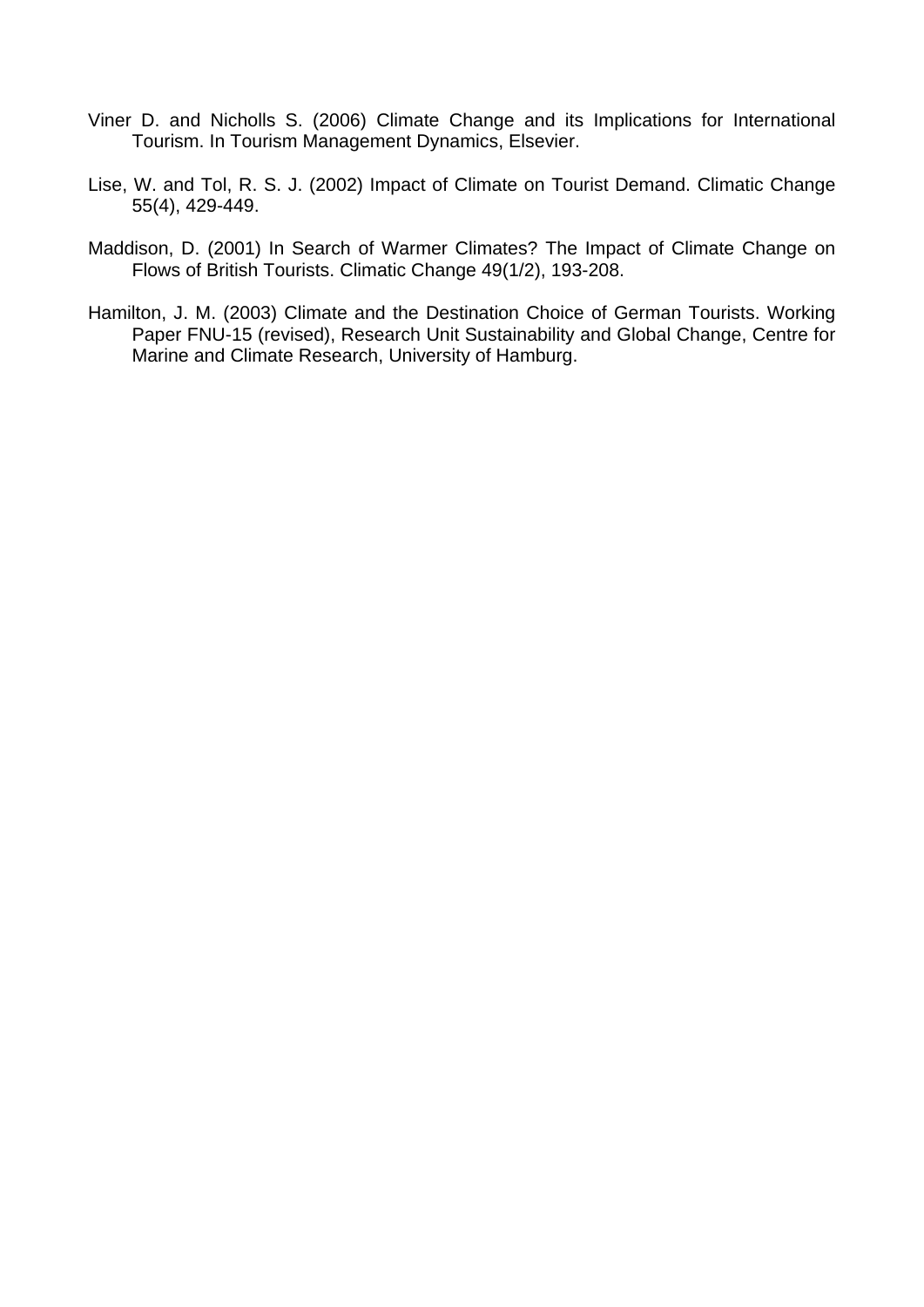Viner D. and Nicholls S. (2006) Climate Change and its Implications for International Tourism. In Tourism Management Dynamics, Elsevier.

Lise, W. and Tol, R. S. J. (2002) Impact of Climate on Tourist Demand. Climatic Change 55(4), 429-449.

Maddison, D. (2001) In Search of Warmer Climates? The Impact of Climate Change on Flows of British Tourists. Climatic Change 49(1/2), 193-208.

Hamilton, J. M. (2003) Climate and the Destination Choice of German Tourists. Working Paper FNU-15 (revised), Research Unit Sustainability and Global Change, Centre for Marine and Climate Research, University of Hamburg.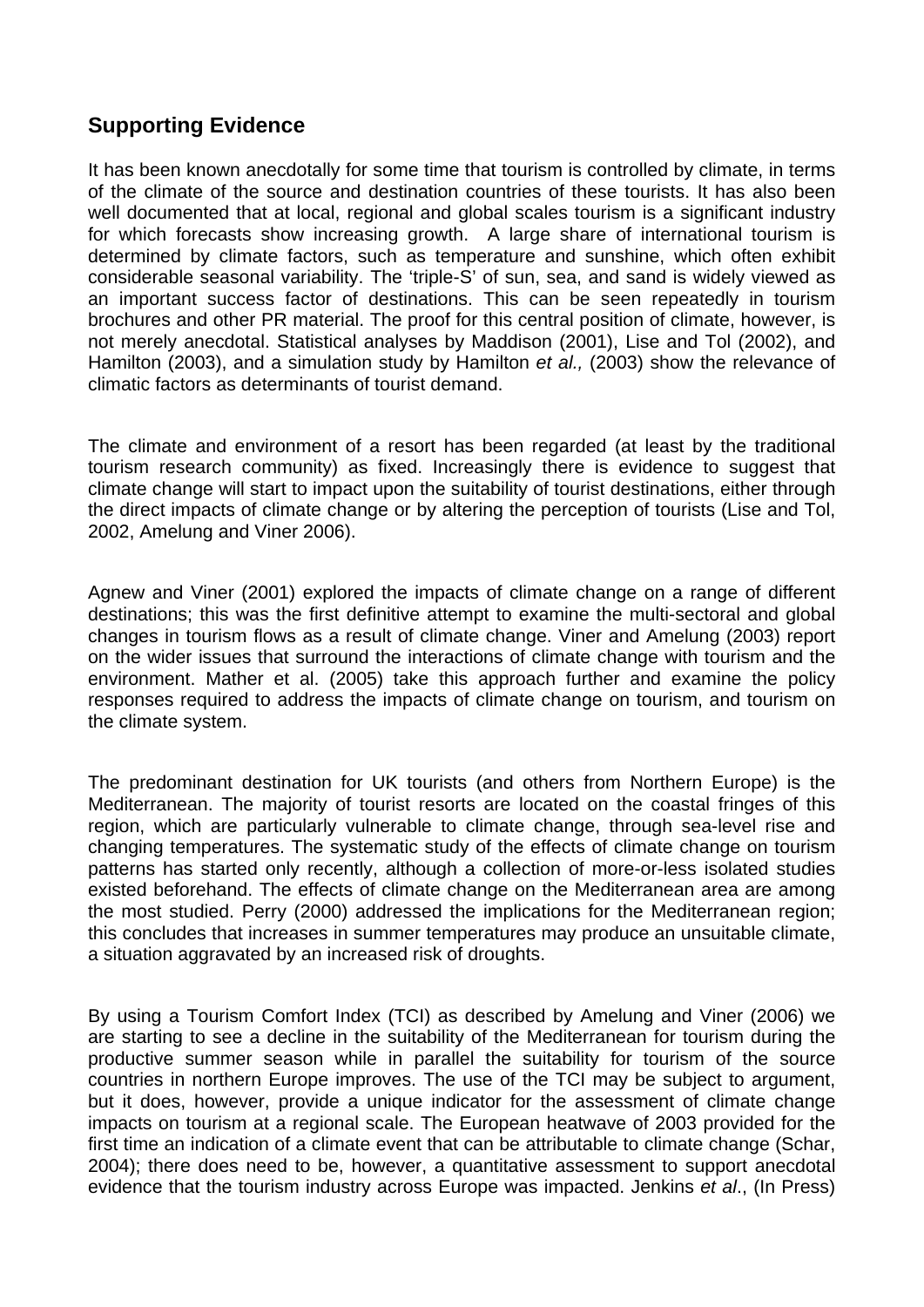## Supporting Evidence

It has been known anecdotally for some time that tourism is controlled by climate, in terms of the climate of the source and destination countries of these tourists. It has also been well documented that at local, regional and global scales tourism is a significant industry for which forecasts show increasing growth. A large share of international tourism is determined by climate factors, such as temperature and sunshine, which often exhibit considerable seasonal variability. The 'triple-S' of sun, sea, and sand is widely viewed as an important success factor of destinations. This can be seen repeatedly in tourism brochures and other PR material. The proof for this central position of climate, however, is not merely anecdotal. Statistical analyses by Maddison (2001), Lise and Tol (2002), and Hamilton (2003), and a simulation study by Hamilton *et al.,* (2003) show the relevance of climatic factors as determinants of tourist demand.

The climate and environment of a resort has been regarded (at least by the traditional tourism research community) as fixed. Increasingly there is evidence to suggest that climate change will start to impact upon the suitability of tourist destinations, either through the direct impacts of climate change or by altering the perception of tourists (Lise and Tol, 2002, Amelung and Viner 2006).

Agnew and Viner (2001) explored the impacts of climate change on a range of different destinations; this was the first definitive attempt to examine the multi-sectoral and global changes in tourism flows as a result of climate change. Viner and Amelung (2003) report on the wider issues that surround the interactions of climate change with tourism and the environment. Mather et al. (2005) take this approach further and examine the policy responses required to address the impacts of climate change on tourism, and tourism on the climate system.

The predominant destination for UK tourists (and others from Northern Europe) is the Mediterranean. The majority of tourist resorts are located on the coastal fringes of this region, which are particularly vulnerable to climate change, through sea-level rise and changing temperatures. The systematic study of the effects of climate change on tourism patterns has started only recently, although a collection of more-or-less isolated studies existed beforehand. The effects of climate change on the Mediterranean area are among the most studied. Perry (2000) addressed the implications for the Mediterranean region; this concludes that increases in summer temperatures may produce an unsuitable climate, a situation aggravated by an increased risk of droughts.

By using a Tourism Comfort Index (TCI) as described by Amelung and Viner (2006) we are starting to see a decline in the suitability of the Mediterranean for tourism during the productive summer season while in parallel the suitability for tourism of the source countries in northern Europe improves. The use of the TCI may be subject to argument, but it does, however, provide a unique indicator for the assessment of climate change impacts on tourism at a regional scale. The European heatwave of 2003 provided for the first time an indication of a climate event that can be attributable to climate change (Schar, 2004); there does need to be, however, a quantitative assessment to support anecdotal evidence that the tourism industry across Europe was impacted. Jenkins *et al*., (In Press)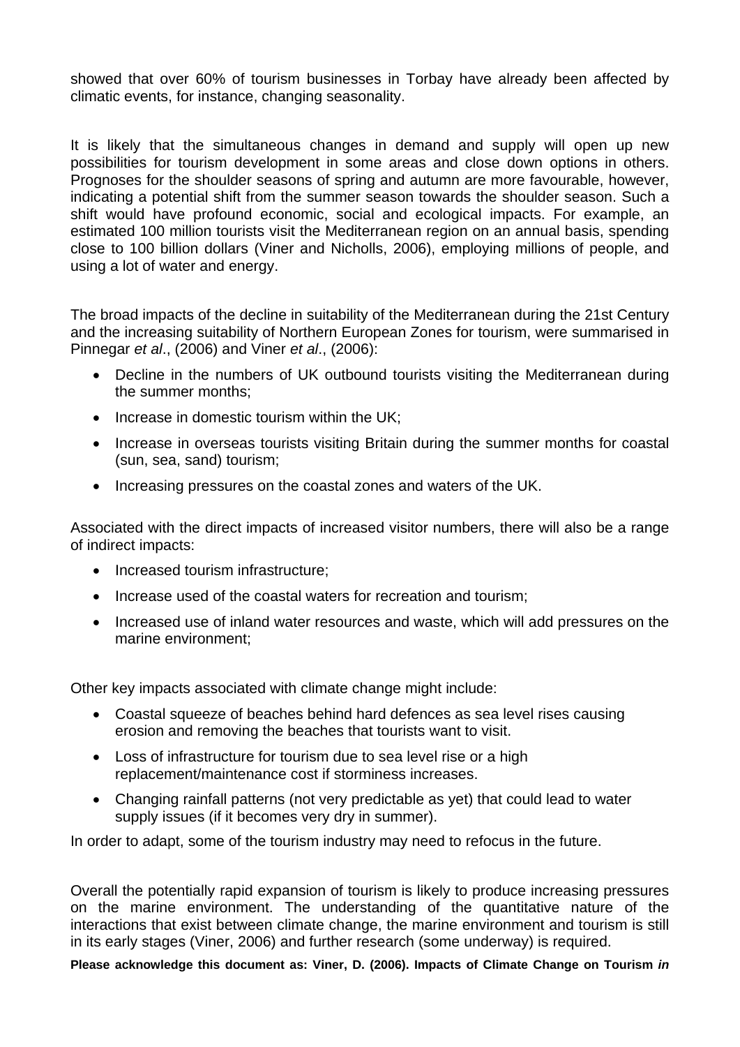showed that over 60% of tourism businesses in Torbay have already been affected by climatic events, for instance, changing seasonality.

It is likely that the simultaneous changes in demand and supply will open up new possibilities for tourism development in some areas and close down options in others. Prognoses for the shoulder seasons of spring and autumn are more favourable, however, indicating a potential shift from the summer season towards the shoulder season. Such a shift would have profound economic, social and ecological impacts. For example, an estimated 100 million tourists visit the Mediterranean region on an annual basis, spending close to 100 billion dollars (Viner and Nicholls, 2006), employing millions of people, and using a lot of water and energy.

The broad impacts of the decline in suitability of the Mediterranean during the 21st Century and the increasing suitability of Northern European Zones for tourism, were summarised in Pinnegar *et al*., (2006) and Viner *et al*., (2006):

- Decline in the numbers of UK outbound tourists visiting the Mediterranean during the summer months;
- Increase in domestic tourism within the UK;
- Increase in overseas tourists visiting Britain during the summer months for coastal (sun, sea, sand) tourism;
- Increasing pressures on the coastal zones and waters of the UK.

Associated with the direct impacts of increased visitor numbers, there will also be a range of indirect impacts:

- Increased tourism infrastructure;
- Increase used of the coastal waters for recreation and tourism;
- Increased use of inland water resources and waste, which will add pressures on the marine environment;

Other key impacts associated with climate change might include:

- Coastal squeeze of beaches behind hard defences as sea level rises causing erosion and removing the beaches that tourists want to visit.
- Loss of infrastructure for tourism due to sea level rise or a high replacement/maintenance cost if storminess increases.
- Changing rainfall patterns (not very predictable as yet) that could lead to water supply issues (if it becomes very dry in summer).

In order to adapt, some of the tourism industry may need to refocus in the future.

Overall the potentially rapid expansion of tourism is likely to produce increasing pressures on the marine environment. The understanding of the quantitative nature of the interactions that exist between climate change, the marine environment and tourism is still in its early stages (Viner, 2006) and further research (some underway) is required.

**Please acknowledge this document as: Viner, D. (2006). Impacts of Climate Change on Tourism *in***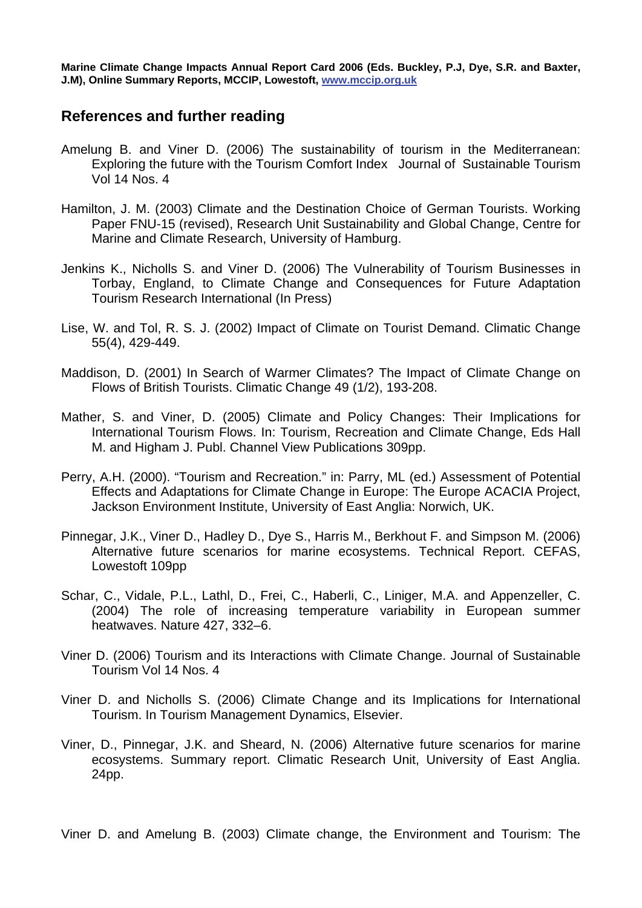## References and further reading

Amelung B. and Viner D. (2006) The sustainability of tourism in the Mediterranean: Exploring the future with the Tourism Comfort Index Journal of Sustainable Tourism Vol 14 Nos. 4

Hamilton, J. M. (2003) Climate and the Destination Choice of German Tourists. Working Paper FNU-15 (revised), Research Unit Sustainability and Global Change, Centre for Marine and Climate Research, University of Hamburg.

Jenkins K., Nicholls S. and Viner D. (2006) The Vulnerability of Tourism Businesses in Torbay, England, to Climate Change and Consequences for Future Adaptation Tourism Research International (In Press)

Lise, W. and Tol, R. S. J. (2002) Impact of Climate on Tourist Demand. Climatic Change 55(4), 429-449.

Maddison, D. (2001) In Search of Warmer Climates? The Impact of Climate Change on Flows of British Tourists. Climatic Change 49 (1/2), 193-208.

Mather, S. and Viner, D. (2005) Climate and Policy Changes: Their Implications for International Tourism Flows. In: Tourism, Recreation and Climate Change, Eds Hall M. and Higham J. Publ. Channel View Publications 309pp.

Perry, A.H. (2000). "Tourism and Recreation." in: Parry, ML (ed.) Assessment of Potential Effects and Adaptations for Climate Change in Europe: The Europe ACACIA Project, Jackson Environment Institute, University of East Anglia: Norwich, UK.

Pinnegar, J.K., Viner D., Hadley D., Dye S., Harris M., Berkhout F. and Simpson M. (2006) Alternative future scenarios for marine ecosystems. Technical Report. CEFAS, Lowestoft 109pp

Schar, C., Vidale, P.L., Lathl, D., Frei, C., Haberli, C., Liniger, M.A. and Appenzeller, C. (2004) The role of increasing temperature variability in European summer heatwaves. Nature 427, 332–6.

Viner D. (2006) Tourism and its Interactions with Climate Change. Journal of Sustainable Tourism Vol 14 Nos. 4

Viner D. and Nicholls S. (2006) Climate Change and its Implications for International Tourism. In Tourism Management Dynamics, Elsevier.

Viner, D., Pinnegar, J.K. and Sheard, N. (2006) Alternative future scenarios for marine ecosystems. Summary report. Climatic Research Unit, University of East Anglia. 24pp.

Viner D. and Amelung B. (2003) Climate change, the Environment and Tourism: The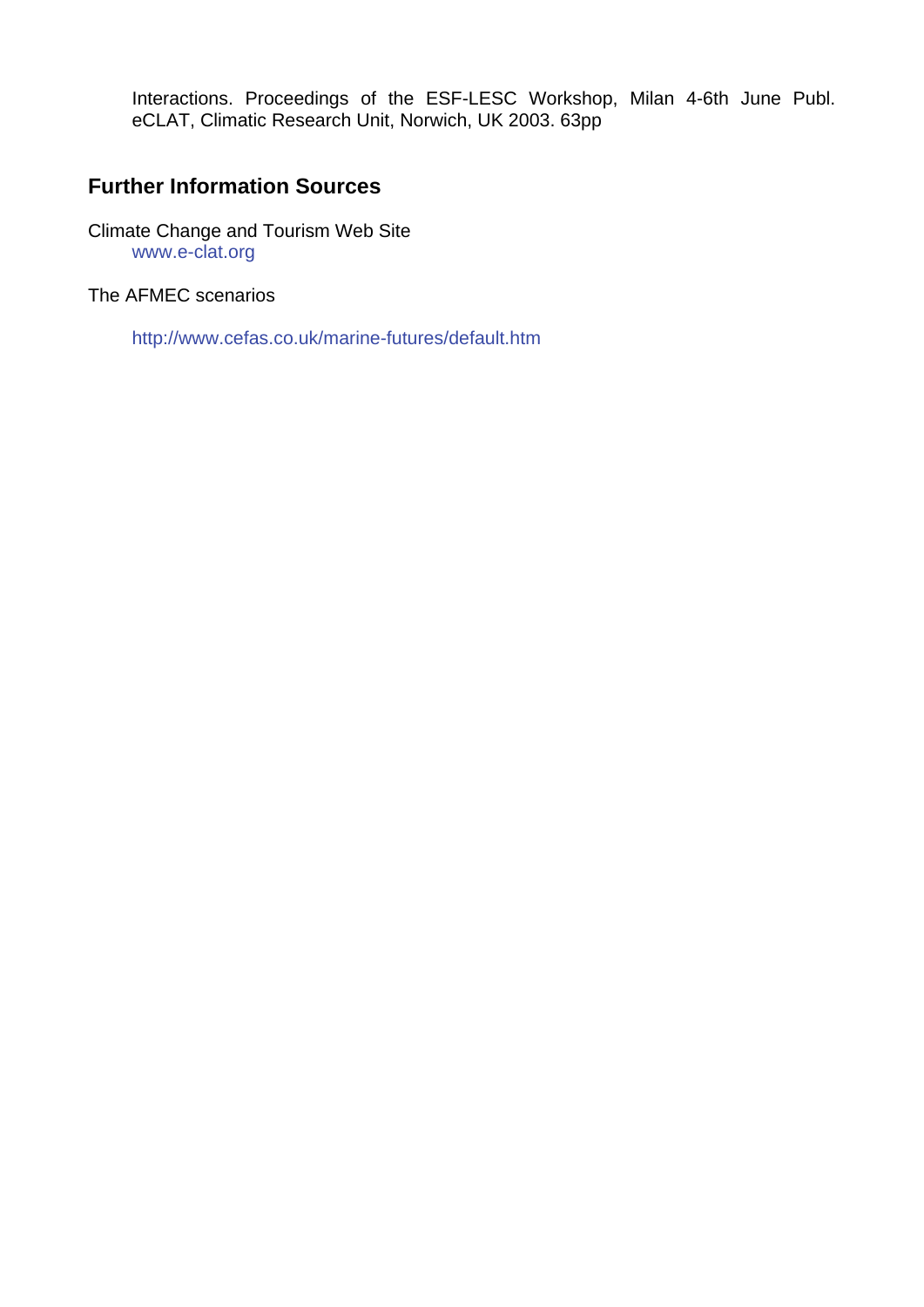Interactions. Proceedings of the ESF-LESC Workshop, Milan 4-6th June Publ. eCLAT, Climatic Research Unit, Norwich, UK 2003. 63pp

## Further Information Sources

Climate Change and Tourism Web Site
www.e-clat.org

The AFMEC scenarios

http://www.cefas.co.uk/marine-futures/default.htm